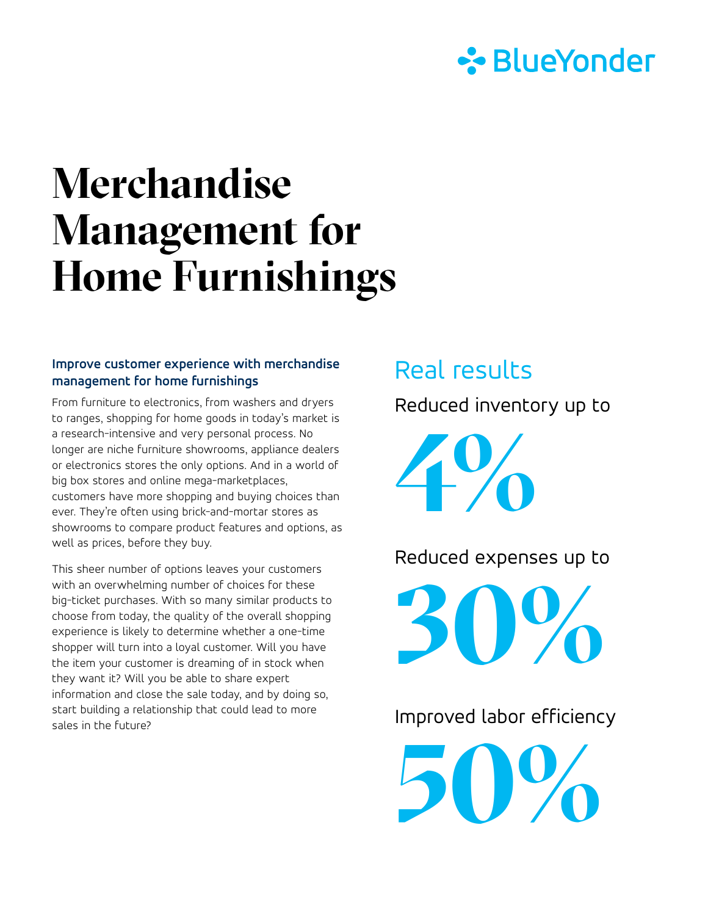Blue Yonder

# Merchandise Management for Home Furnishings

**Improve customer experience with merchandise management for home furnishings**

From furniture to electronics, from washers and dryers to ranges, shopping for home goods in today's market is a research-intensive and very personal process. No longer are niche furniture showrooms, appliance dealers or electronics stores the only options. And in a world of big box stores and online mega-marketplaces, customers have more shopping and buying choices than ever. They're often using brick-and-mortar stores as showrooms to compare product features and options, as well as prices, before they buy.

This sheer number of options leaves your customers with an overwhelming number of choices for these big-ticket purchases. With so many similar products to choose from today, the quality of the overall shopping experience is likely to determine whether a one-time shopper will turn into a loyal customer. Will you have the item your customer is dreaming of in stock when they want it? Will you be able to share expert information and close the sale today, and by doing so, start building a relationship that could lead to more sales in the future?

## Real results

Reduced inventory up to

**4%**

Reduced expenses up to

**30%**

Improved labor efficiency

**50%**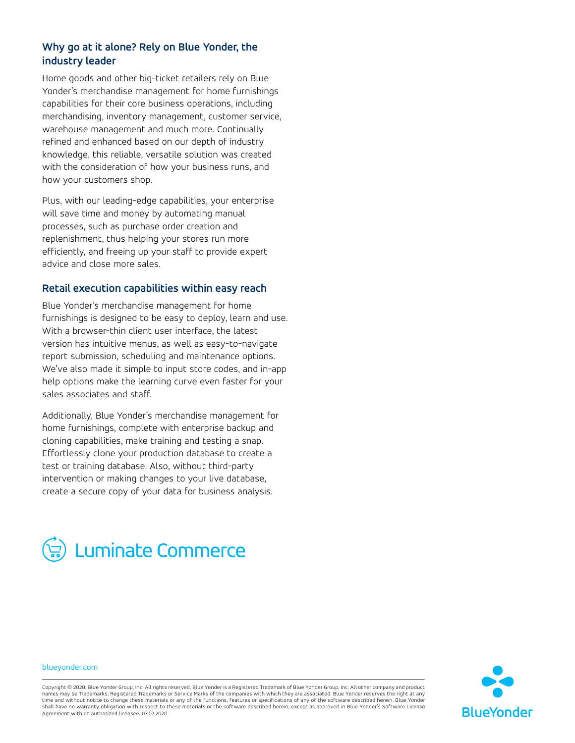## Why go at it alone? Rely on Blue Yonder, the industry leader

Home goods and other big-ticket retailers rely on Blue Yonder's merchandise management for home furnishings capabilities for their core business operations, including merchandising, inventory management, customer service, warehouse management and much more. Continually refined and enhanced based on our depth of industry knowledge, this reliable, versatile solution was created with the consideration of how your business runs, and how your customers shop.

Plus, with our leading-edge capabilities, your enterprise will save time and money by automating manual processes, such as purchase order creation and replenishment, thus helping your stores run more efficiently, and freeing up your staff to provide expert advice and close more sales.

## Retail execution capabilities within easy reach

Blue Yonder's merchandise management for home furnishings is designed to be easy to deploy, learn and use. With a browser-thin client user interface, the latest version has intuitive menus, as well as easy-to-navigate report submission, scheduling and maintenance options. We've also made it simple to input store codes, and in-app help options make the learning curve even faster for your sales associates and staff.

Additionally, Blue Yonder's merchandise management for home furnishings, complete with enterprise backup and cloning capabilities, make training and testing a snap. Effortlessly clone your production database to create a test or training database. Also, without third-party intervention or making changes to your live database, create a secure copy of your data for business analysis.

Luminate Commerce

blueyonder.com

Copyright © 2020, Blue Yonder Group, Inc. All rights reserved. Blue Yonder is a Registered Trademark of Blue Yonder Group, Inc. All other company and product names may be Trademarks, Registered Trademarks or Service Marks of the companies with which they are associated. Blue Yonder reserves the right at any time and without notice to change these materials or any of the functions, features or specifications of any of the software described herein. Blue Yonder shall have no warranty obligation with respect to these materials or the software described herein, except as approved in Blue Yonder's Software License Agreement with an authorized licensee. 07.07.2020

BlueYonder